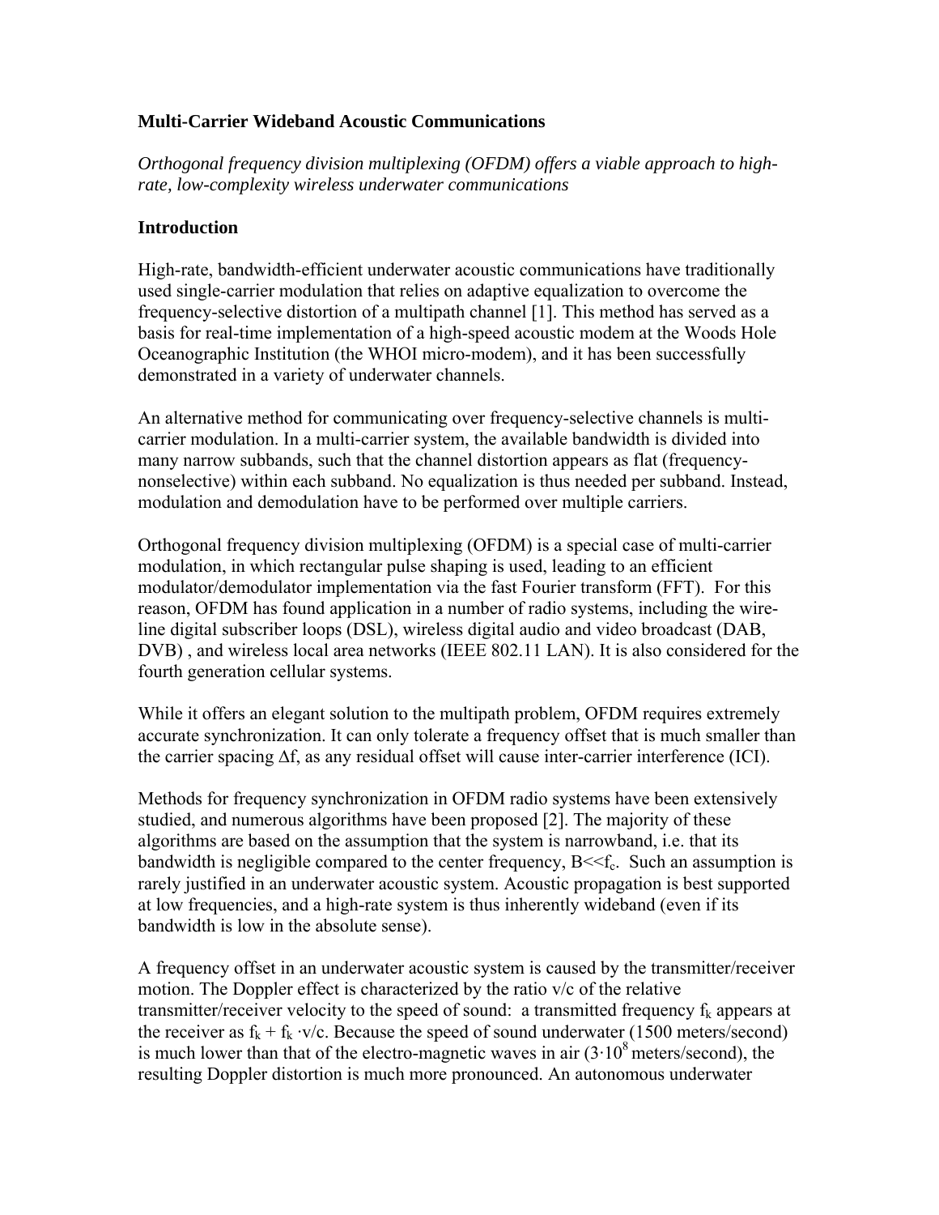**Multi-Carrier Wideband Acoustic Communications**

*Orthogonal frequency division multiplexing (OFDM) offers a viable approach to high-rate, low-complexity wireless underwater communications*

**Introduction**

High-rate, bandwidth-efficient underwater acoustic communications have traditionally used single-carrier modulation that relies on adaptive equalization to overcome the frequency-selective distortion of a multipath channel [1]. This method has served as a basis for real-time implementation of a high-speed acoustic modem at the Woods Hole Oceanographic Institution (the WHOI micro-modem), and it has been successfully demonstrated in a variety of underwater channels.

An alternative method for communicating over frequency-selective channels is multi-carrier modulation. In a multi-carrier system, the available bandwidth is divided into many narrow subbands, such that the channel distortion appears as flat (frequency-nonselective) within each subband. No equalization is thus needed per subband. Instead, modulation and demodulation have to be performed over multiple carriers.

Orthogonal frequency division multiplexing (OFDM) is a special case of multi-carrier modulation, in which rectangular pulse shaping is used, leading to an efficient modulator/demodulator implementation via the fast Fourier transform (FFT). For this reason, OFDM has found application in a number of radio systems, including the wire-line digital subscriber loops (DSL), wireless digital audio and video broadcast (DAB, DVB) , and wireless local area networks (IEEE 802.11 LAN). It is also considered for the fourth generation cellular systems.

While it offers an elegant solution to the multipath problem, OFDM requires extremely accurate synchronization. It can only tolerate a frequency offset that is much smaller than the carrier spacing $\Delta f$, as any residual offset will cause inter-carrier interference (ICI).

Methods for frequency synchronization in OFDM radio systems have been extensively studied, and numerous algorithms have been proposed [2]. The majority of these algorithms are based on the assumption that the system is narrowband, i.e. that its bandwidth is negligible compared to the center frequency, $B \ll f_c$. Such an assumption is rarely justified in an underwater acoustic system. Acoustic propagation is best supported at low frequencies, and a high-rate system is thus inherently wideband (even if its bandwidth is low in the absolute sense).

A frequency offset in an underwater acoustic system is caused by the transmitter/receiver motion. The Doppler effect is characterized by the ratio v/c of the relative transmitter/receiver velocity to the speed of sound: a transmitted frequency $f_k$ appears at the receiver as $f_k + f_k \cdot v/c$. Because the speed of sound underwater (1500 meters/second) is much lower than that of the electro-magnetic waves in air ($3 \cdot 10^8$ meters/second), the resulting Doppler distortion is much more pronounced. An autonomous underwater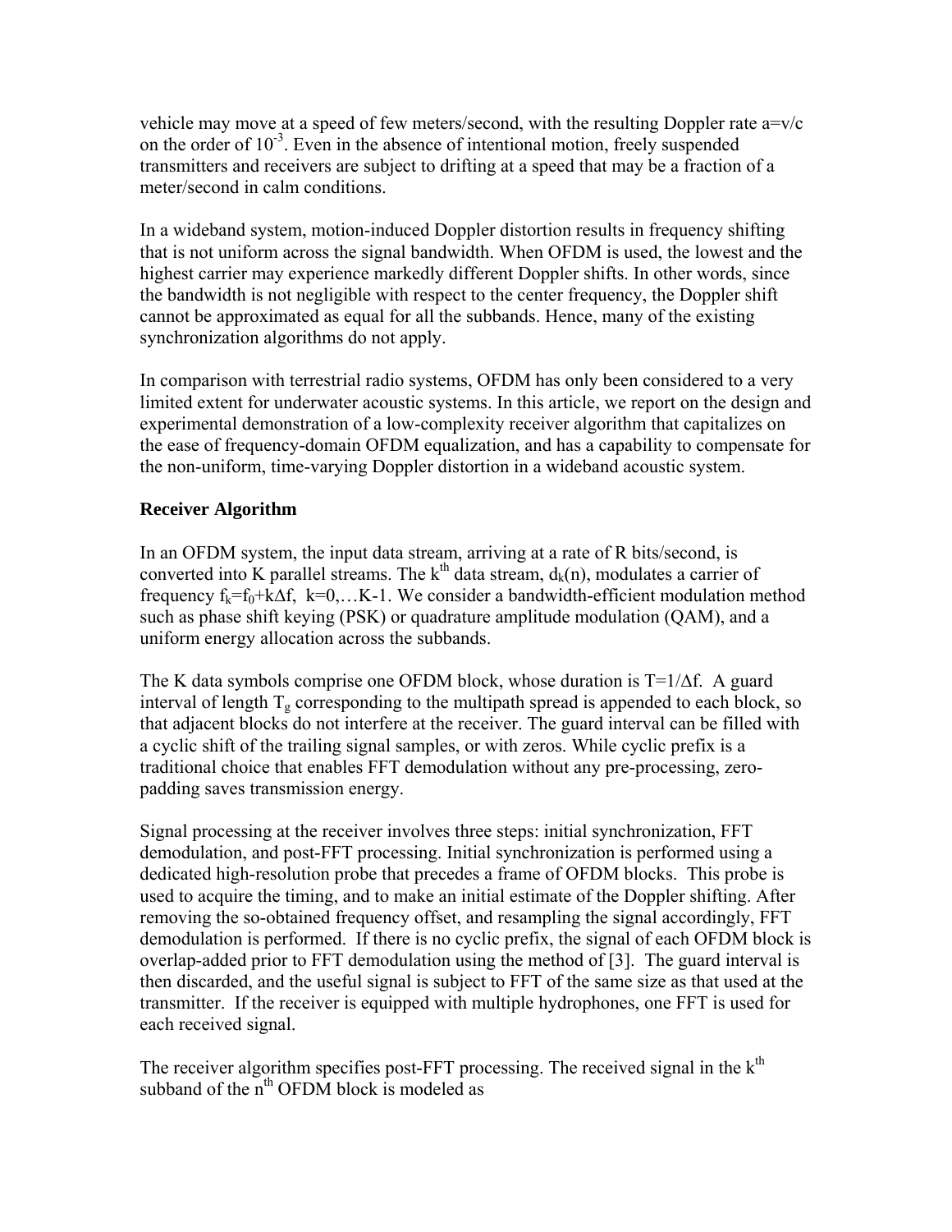vehicle may move at a speed of few meters/second, with the resulting Doppler rate $a=v/c$ on the order of $10^{-3}$. Even in the absence of intentional motion, freely suspended transmitters and receivers are subject to drifting at a speed that may be a fraction of a meter/second in calm conditions.

In a wideband system, motion-induced Doppler distortion results in frequency shifting that is not uniform across the signal bandwidth. When OFDM is used, the lowest and the highest carrier may experience markedly different Doppler shifts. In other words, since the bandwidth is not negligible with respect to the center frequency, the Doppler shift cannot be approximated as equal for all the subbands. Hence, many of the existing synchronization algorithms do not apply.

In comparison with terrestrial radio systems, OFDM has only been considered to a very limited extent for underwater acoustic systems. In this article, we report on the design and experimental demonstration of a low-complexity receiver algorithm that capitalizes on the ease of frequency-domain OFDM equalization, and has a capability to compensate for the non-uniform, time-varying Doppler distortion in a wideband acoustic system.

### Receiver Algorithm

In an OFDM system, the input data stream, arriving at a rate of R bits/second, is converted into K parallel streams. The $k^{th}$ data stream, $d_k(n)$, modulates a carrier of frequency $f_k=f_0+k\Delta f$, $k=0,\ldots K-1$. We consider a bandwidth-efficient modulation method such as phase shift keying (PSK) or quadrature amplitude modulation (QAM), and a uniform energy allocation across the subbands.

The K data symbols comprise one OFDM block, whose duration is $T=1/\Delta f$. A guard interval of length $T_g$ corresponding to the multipath spread is appended to each block, so that adjacent blocks do not interfere at the receiver. The guard interval can be filled with a cyclic shift of the trailing signal samples, or with zeros. While cyclic prefix is a traditional choice that enables FFT demodulation without any pre-processing, zero-padding saves transmission energy.

Signal processing at the receiver involves three steps: initial synchronization, FFT demodulation, and post-FFT processing. Initial synchronization is performed using a dedicated high-resolution probe that precedes a frame of OFDM blocks. This probe is used to acquire the timing, and to make an initial estimate of the Doppler shifting. After removing the so-obtained frequency offset, and resampling the signal accordingly, FFT demodulation is performed. If there is no cyclic prefix, the signal of each OFDM block is overlap-added prior to FFT demodulation using the method of [3]. The guard interval is then discarded, and the useful signal is subject to FFT of the same size as that used at the transmitter. If the receiver is equipped with multiple hydrophones, one FFT is used for each received signal.

The receiver algorithm specifies post-FFT processing. The received signal in the $k^{th}$ subband of the $n^{th}$ OFDM block is modeled as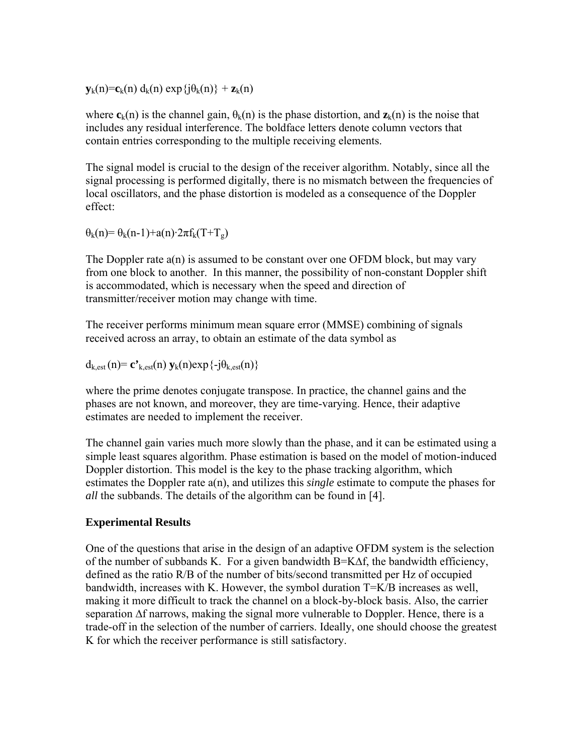$$\mathbf{y}_k(n)=\mathbf{c}_k(n)\, d_k(n) \exp\{j\theta_k(n)\} + \mathbf{z}_k(n)$$

where $\mathbf{c}_k(n)$ is the channel gain, $\theta_k(n)$ is the phase distortion, and $\mathbf{z}_k(n)$ is the noise that includes any residual interference. The boldface letters denote column vectors that contain entries corresponding to the multiple receiving elements.

The signal model is crucial to the design of the receiver algorithm. Notably, since all the signal processing is performed digitally, there is no mismatch between the frequencies of local oscillators, and the phase distortion is modeled as a consequence of the Doppler effect:

$$\theta_k(n)= \theta_k(n-1)+a(n)\cdot 2\pi f_k(T+T_g)$$

The Doppler rate $a(n)$ is assumed to be constant over one OFDM block, but may vary from one block to another. In this manner, the possibility of non-constant Doppler shift is accommodated, which is necessary when the speed and direction of transmitter/receiver motion may change with time.

The receiver performs minimum mean square error (MMSE) combining of signals received across an array, to obtain an estimate of the data symbol as

$$d_{k,est}(n)= \mathbf{c}'_{k,est}(n)\, \mathbf{y}_k(n)\exp\{-j\theta_{k,est}(n)\}$$

where the prime denotes conjugate transpose. In practice, the channel gains and the phases are not known, and moreover, they are time-varying. Hence, their adaptive estimates are needed to implement the receiver.

The channel gain varies much more slowly than the phase, and it can be estimated using a simple least squares algorithm. Phase estimation is based on the model of motion-induced Doppler distortion. This model is the key to the phase tracking algorithm, which estimates the Doppler rate $a(n)$, and utilizes this *single* estimate to compute the phases for *all* the subbands. The details of the algorithm can be found in [4].

## Experimental Results

One of the questions that arise in the design of an adaptive OFDM system is the selection of the number of subbands K. For a given bandwidth $B=K\Delta f$, the bandwidth efficiency, defined as the ratio R/B of the number of bits/second transmitted per Hz of occupied bandwidth, increases with K. However, the symbol duration $T=K/B$ increases as well, making it more difficult to track the channel on a block-by-block basis. Also, the carrier separation $\Delta f$ narrows, making the signal more vulnerable to Doppler. Hence, there is a trade-off in the selection of the number of carriers. Ideally, one should choose the greatest K for which the receiver performance is still satisfactory.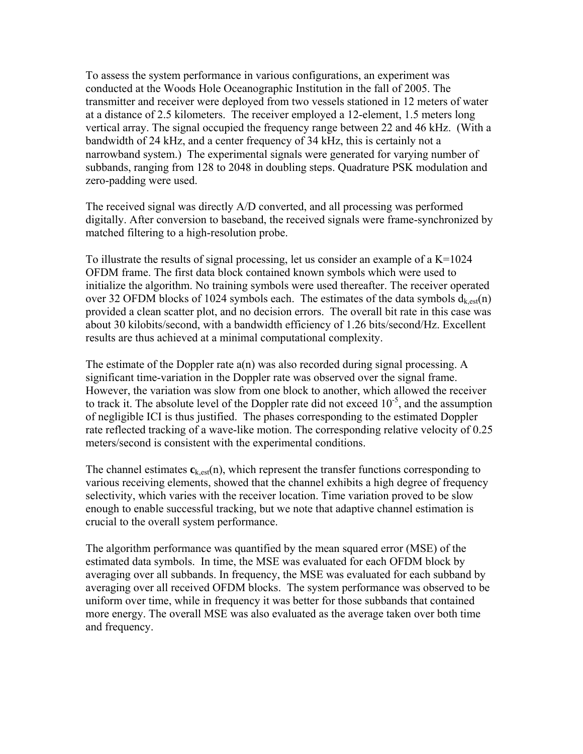To assess the system performance in various configurations, an experiment was conducted at the Woods Hole Oceanographic Institution in the fall of 2005. The transmitter and receiver were deployed from two vessels stationed in 12 meters of water at a distance of 2.5 kilometers. The receiver employed a 12-element, 1.5 meters long vertical array. The signal occupied the frequency range between 22 and 46 kHz. (With a bandwidth of 24 kHz, and a center frequency of 34 kHz, this is certainly not a narrowband system.) The experimental signals were generated for varying number of subbands, ranging from 128 to 2048 in doubling steps. Quadrature PSK modulation and zero-padding were used.

The received signal was directly A/D converted, and all processing was performed digitally. After conversion to baseband, the received signals were frame-synchronized by matched filtering to a high-resolution probe.

To illustrate the results of signal processing, let us consider an example of a $K=1024$ OFDM frame. The first data block contained known symbols which were used to initialize the algorithm. No training symbols were used thereafter. The receiver operated over 32 OFDM blocks of 1024 symbols each. The estimates of the data symbols $d_{k,est}(n)$ provided a clean scatter plot, and no decision errors. The overall bit rate in this case was about 30 kilobits/second, with a bandwidth efficiency of 1.26 bits/second/Hz. Excellent results are thus achieved at a minimal computational complexity.

The estimate of the Doppler rate $a(n)$ was also recorded during signal processing. A significant time-variation in the Doppler rate was observed over the signal frame. However, the variation was slow from one block to another, which allowed the receiver to track it. The absolute level of the Doppler rate did not exceed $10^{-5}$, and the assumption of negligible ICI is thus justified. The phases corresponding to the estimated Doppler rate reflected tracking of a wave-like motion. The corresponding relative velocity of 0.25 meters/second is consistent with the experimental conditions.

The channel estimates $\mathbf{c}_{k,est}(n)$, which represent the transfer functions corresponding to various receiving elements, showed that the channel exhibits a high degree of frequency selectivity, which varies with the receiver location. Time variation proved to be slow enough to enable successful tracking, but we note that adaptive channel estimation is crucial to the overall system performance.

The algorithm performance was quantified by the mean squared error (MSE) of the estimated data symbols. In time, the MSE was evaluated for each OFDM block by averaging over all subbands. In frequency, the MSE was evaluated for each subband by averaging over all received OFDM blocks. The system performance was observed to be uniform over time, while in frequency it was better for those subbands that contained more energy. The overall MSE was also evaluated as the average taken over both time and frequency.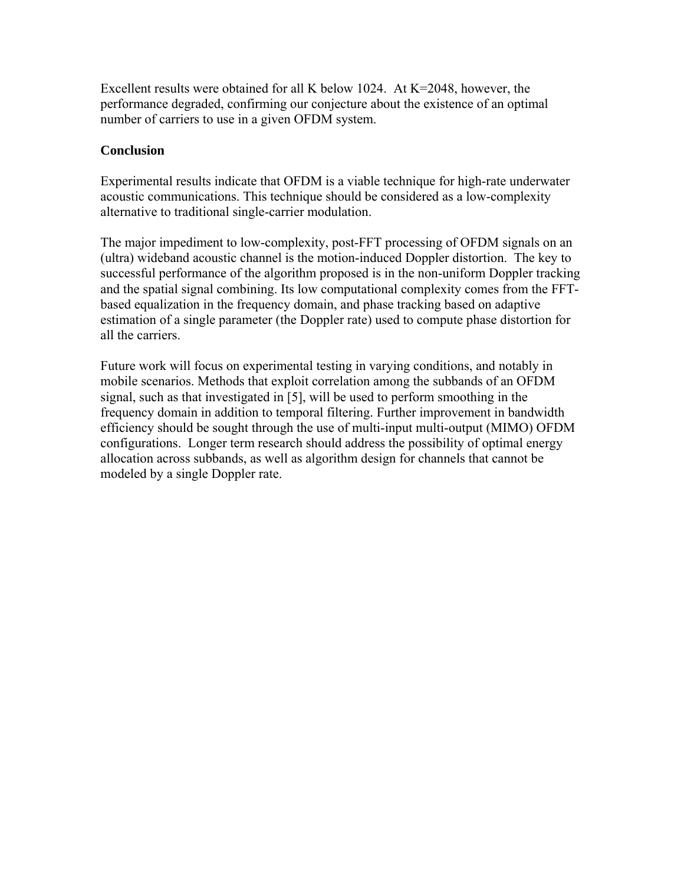Excellent results were obtained for all K below 1024. At K=2048, however, the performance degraded, confirming our conjecture about the existence of an optimal number of carriers to use in a given OFDM system.

## Conclusion

Experimental results indicate that OFDM is a viable technique for high-rate underwater acoustic communications. This technique should be considered as a low-complexity alternative to traditional single-carrier modulation.

The major impediment to low-complexity, post-FFT processing of OFDM signals on an (ultra) wideband acoustic channel is the motion-induced Doppler distortion. The key to successful performance of the algorithm proposed is in the non-uniform Doppler tracking and the spatial signal combining. Its low computational complexity comes from the FFT-based equalization in the frequency domain, and phase tracking based on adaptive estimation of a single parameter (the Doppler rate) used to compute phase distortion for all the carriers.

Future work will focus on experimental testing in varying conditions, and notably in mobile scenarios. Methods that exploit correlation among the subbands of an OFDM signal, such as that investigated in [5], will be used to perform smoothing in the frequency domain in addition to temporal filtering. Further improvement in bandwidth efficiency should be sought through the use of multi-input multi-output (MIMO) OFDM configurations. Longer term research should address the possibility of optimal energy allocation across subbands, as well as algorithm design for channels that cannot be modeled by a single Doppler rate.